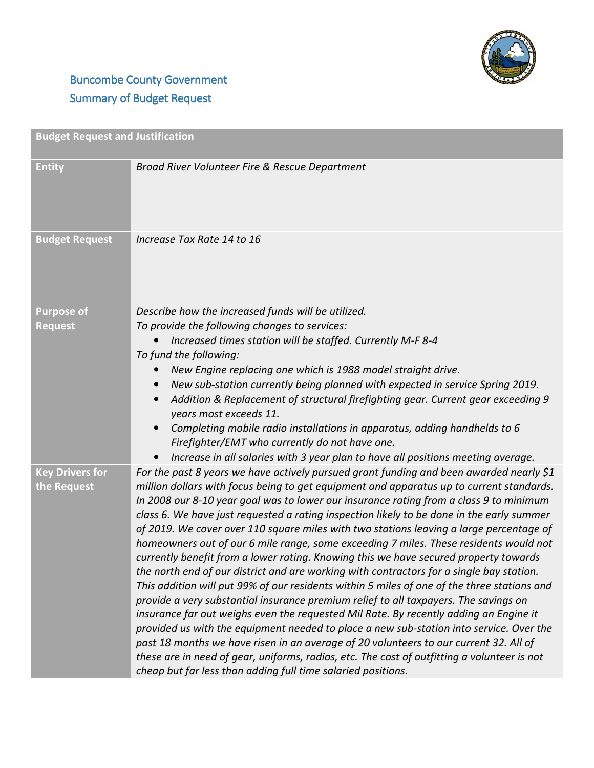# Buncombe County Government
## Summary of Budget Request

| Budget Request and Justification | |
|---|---|
| **Entity** | *Broad River Volunteer Fire & Rescue Department* |
| **Budget Request** | *Increase Tax Rate 14 to 16* |
| **Purpose of Request** | *Describe how the increased funds will be utilized.*<br>*To provide the following changes to services:*<br>• *Increased times station will be staffed. Currently M-F 8-4*<br>*To fund the following:*<br>• *New Engine replacing one which is 1988 model straight drive.*<br>• *New sub-station currently being planned with expected in service Spring 2019.*<br>• *Addition & Replacement of structural firefighting gear. Current gear exceeding 9 years most exceeds 11.*<br>• *Completing mobile radio installations in apparatus, adding handhelds to 6 Firefighter/EMT who currently do not have one.*<br>• *Increase in all salaries with 3 year plan to have all positions meeting average.* |
| **Key Drivers for the Request** | *For the past 8 years we have actively pursued grant funding and been awarded nearly $1 million dollars with focus being to get equipment and apparatus up to current standards. In 2008 our 8-10 year goal was to lower our insurance rating from a class 9 to minimum class 6. We have just requested a rating inspection likely to be done in the early summer of 2019. We cover over 110 square miles with two stations leaving a large percentage of homeowners out of our 6 mile range, some exceeding 7 miles. These residents would not currently benefit from a lower rating. Knowing this we have secured property towards the north end of our district and are working with contractors for a single bay station. This addition will put 99% of our residents within 5 miles of one of the three stations and provide a very substantial insurance premium relief to all taxpayers. The savings on insurance far out weighs even the requested Mil Rate. By recently adding an Engine it provided us with the equipment needed to place a new sub-station into service. Over the past 18 months we have risen in an average of 20 volunteers to our current 32. All of these are in need of gear, uniforms, radios, etc. The cost of outfitting a volunteer is not cheap but far less than adding full time salaried positions.* |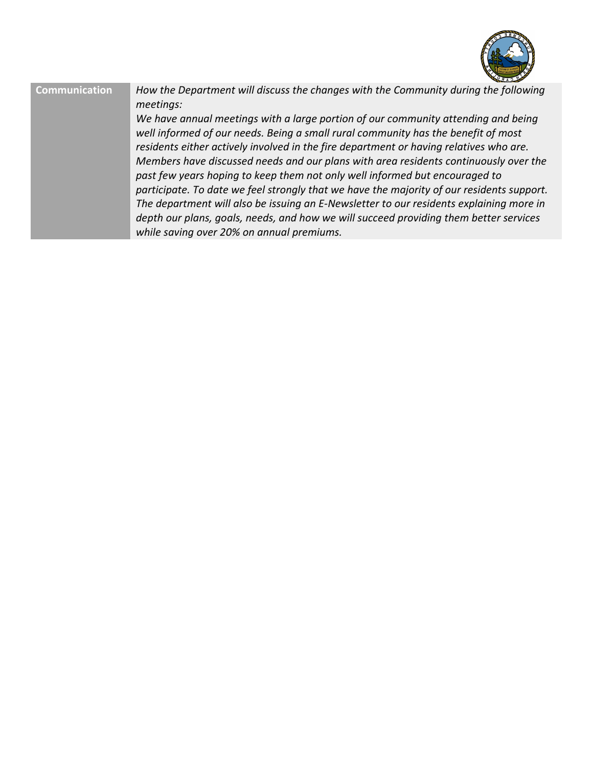| | |
|---|---|
| **Communication** | *How the Department will discuss the changes with the Community during the following meetings:* *We have annual meetings with a large portion of our community attending and being well informed of our needs. Being a small rural community has the benefit of most residents either actively involved in the fire department or having relatives who are. Members have discussed needs and our plans with area residents continuously over the past few years hoping to keep them not only well informed but encouraged to participate. To date we feel strongly that we have the majority of our residents support. The department will also be issuing an E-Newsletter to our residents explaining more in depth our plans, goals, needs, and how we will succeed providing them better services while saving over 20% on annual premiums.* |